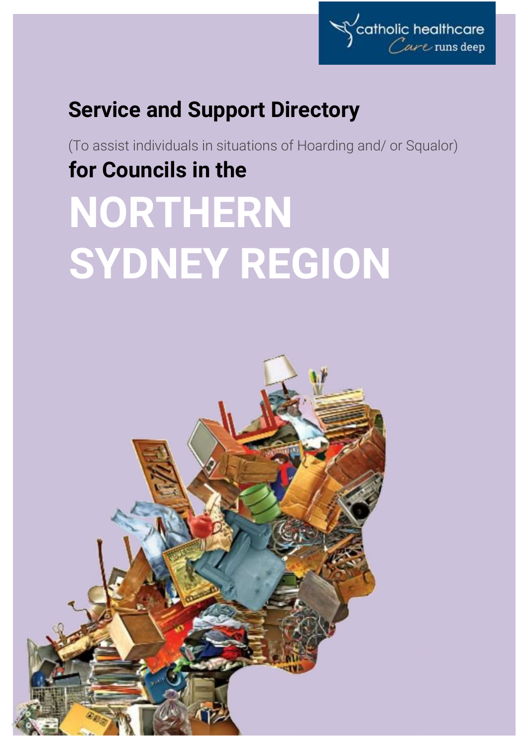catholic healthcare

Care runs deep

# Service and Support Directory

(To assist individuals in situations of Hoarding and/ or Squalor)

## for Councils in the

# NORTHERN SYDNEY REGION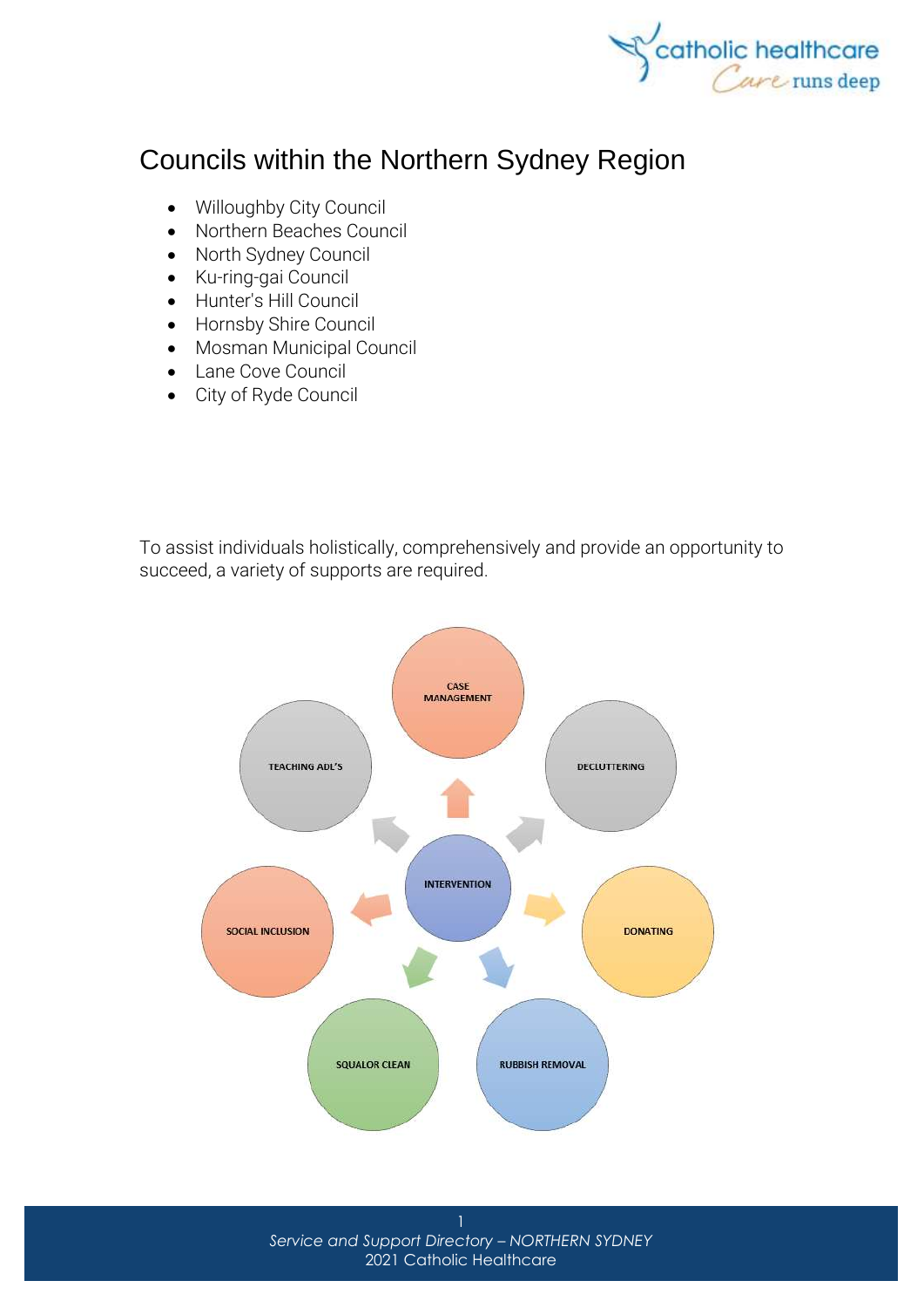# Councils within the Northern Sydney Region

- Willoughby City Council
- Northern Beaches Council
- North Sydney Council
- Ku-ring-gai Council
- Hunter's Hill Council
- Hornsby Shire Council
- Mosman Municipal Council
- Lane Cove Council
- City of Ryde Council

To assist individuals holistically, comprehensively and provide an opportunity to succeed, a variety of supports are required.

INTERVENTION

- CASE MANAGEMENT
- DECLUTTERING
- DONATING
- RUBBISH REMOVAL
- SQUALOR CLEAN
- SOCIAL INCLUSION
- TEACHING ADL'S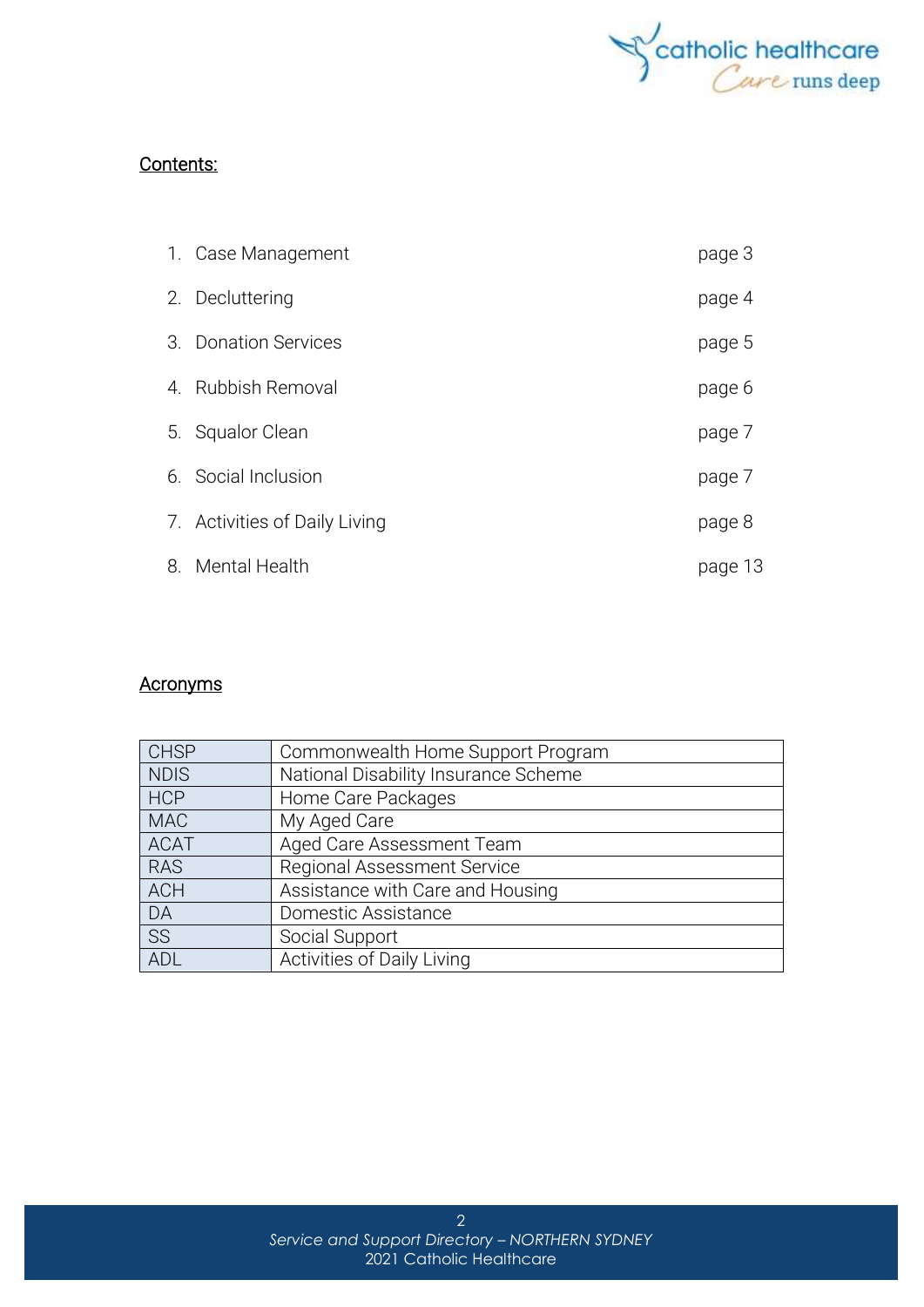## Contents:

1. Case Management — page 3
2. Decluttering — page 4
3. Donation Services — page 5
4. Rubbish Removal — page 6
5. Squalor Clean — page 7
6. Social Inclusion — page 7
7. Activities of Daily Living — page 8
8. Mental Health — page 13

## Acronyms

| Acronym | Meaning |
|---|---|
| CHSP | Commonwealth Home Support Program |
| NDIS | National Disability Insurance Scheme |
| HCP | Home Care Packages |
| MAC | My Aged Care |
| ACAT | Aged Care Assessment Team |
| RAS | Regional Assessment Service |
| ACH | Assistance with Care and Housing |
| DA | Domestic Assistance |
| SS | Social Support |
| ADL | Activities of Daily Living |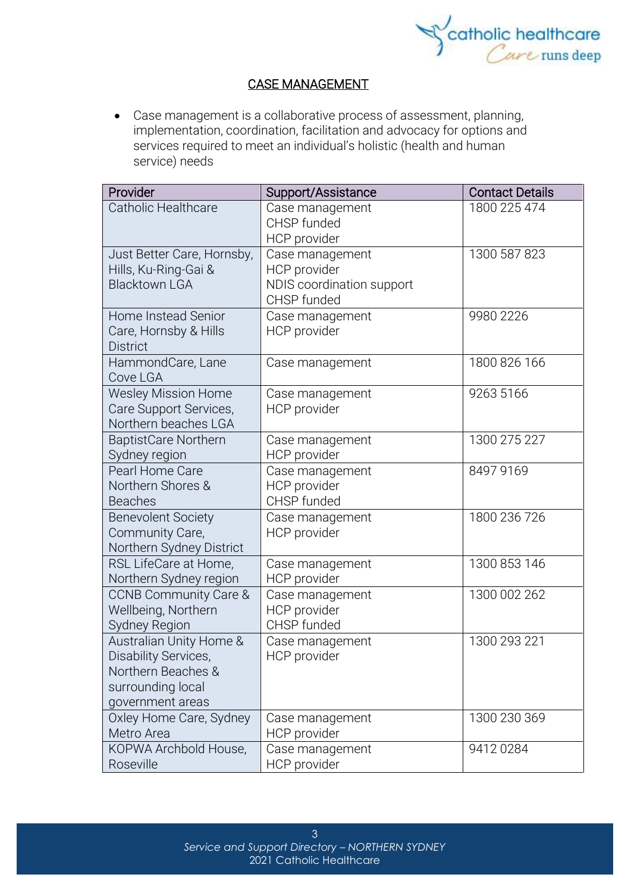## CASE MANAGEMENT

- Case management is a collaborative process of assessment, planning, implementation, coordination, facilitation and advocacy for options and services required to meet an individual's holistic (health and human service) needs

| Provider | Support/Assistance | Contact Details |
|---|---|---|
| Catholic Healthcare | Case management<br>CHSP funded<br>HCP provider | 1800 225 474 |
| Just Better Care, Hornsby, Hills, Ku-Ring-Gai & Blacktown LGA | Case management<br>HCP provider<br>NDIS coordination support<br>CHSP funded | 1300 587 823 |
| Home Instead Senior Care, Hornsby & Hills District | Case management<br>HCP provider | 9980 2226 |
| HammondCare, Lane Cove LGA | Case management | 1800 826 166 |
| Wesley Mission Home Care Support Services, Northern beaches LGA | Case management<br>HCP provider | 9263 5166 |
| BaptistCare Northern Sydney region | Case management<br>HCP provider | 1300 275 227 |
| Pearl Home Care Northern Shores & Beaches | Case management<br>HCP provider<br>CHSP funded | 8497 9169 |
| Benevolent Society Community Care, Northern Sydney District | Case management<br>HCP provider | 1800 236 726 |
| RSL LifeCare at Home, Northern Sydney region | Case management<br>HCP provider | 1300 853 146 |
| CCNB Community Care & Wellbeing, Northern Sydney Region | Case management<br>HCP provider<br>CHSP funded | 1300 002 262 |
| Australian Unity Home & Disability Services, Northern Beaches & surrounding local government areas | Case management<br>HCP provider | 1300 293 221 |
| Oxley Home Care, Sydney Metro Area | Case management<br>HCP provider | 1300 230 369 |
| KOPWA Archbold House, Roseville | Case management<br>HCP provider | 9412 0284 |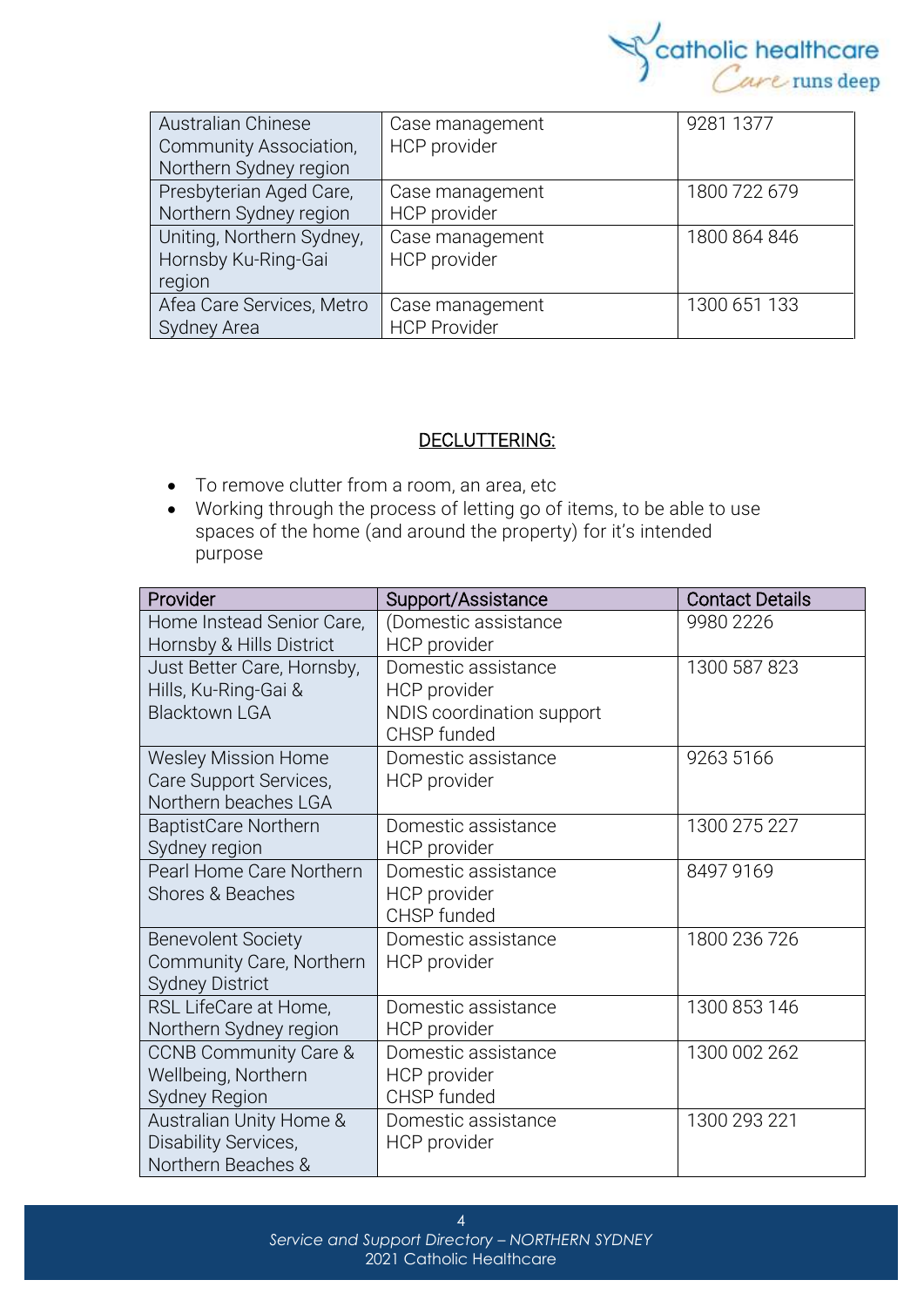| | | |
|---|---|---|
| Australian Chinese Community Association, Northern Sydney region | Case management HCP provider | 9281 1377 |
| Presbyterian Aged Care, Northern Sydney region | Case management HCP provider | 1800 722 679 |
| Uniting, Northern Sydney, Hornsby Ku-Ring-Gai region | Case management HCP provider | 1800 864 846 |
| Afea Care Services, Metro Sydney Area | Case management HCP Provider | 1300 651 133 |

## DECLUTTERING:

- To remove clutter from a room, an area, etc
- Working through the process of letting go of items, to be able to use spaces of the home (and around the property) for it's intended purpose

| Provider | Support/Assistance | Contact Details |
|---|---|---|
| Home Instead Senior Care, Hornsby & Hills District | (Domestic assistance HCP provider | 9980 2226 |
| Just Better Care, Hornsby, Hills, Ku-Ring-Gai & Blacktown LGA | Domestic assistance HCP provider NDIS coordination support CHSP funded | 1300 587 823 |
| Wesley Mission Home Care Support Services, Northern beaches LGA | Domestic assistance HCP provider | 9263 5166 |
| BaptistCare Northern Sydney region | Domestic assistance HCP provider | 1300 275 227 |
| Pearl Home Care Northern Shores & Beaches | Domestic assistance HCP provider CHSP funded | 8497 9169 |
| Benevolent Society Community Care, Northern Sydney District | Domestic assistance HCP provider | 1800 236 726 |
| RSL LifeCare at Home, Northern Sydney region | Domestic assistance HCP provider | 1300 853 146 |
| CCNB Community Care & Wellbeing, Northern Sydney Region | Domestic assistance HCP provider CHSP funded | 1300 002 262 |
| Australian Unity Home & Disability Services, Northern Beaches & | Domestic assistance HCP provider | 1300 293 221 |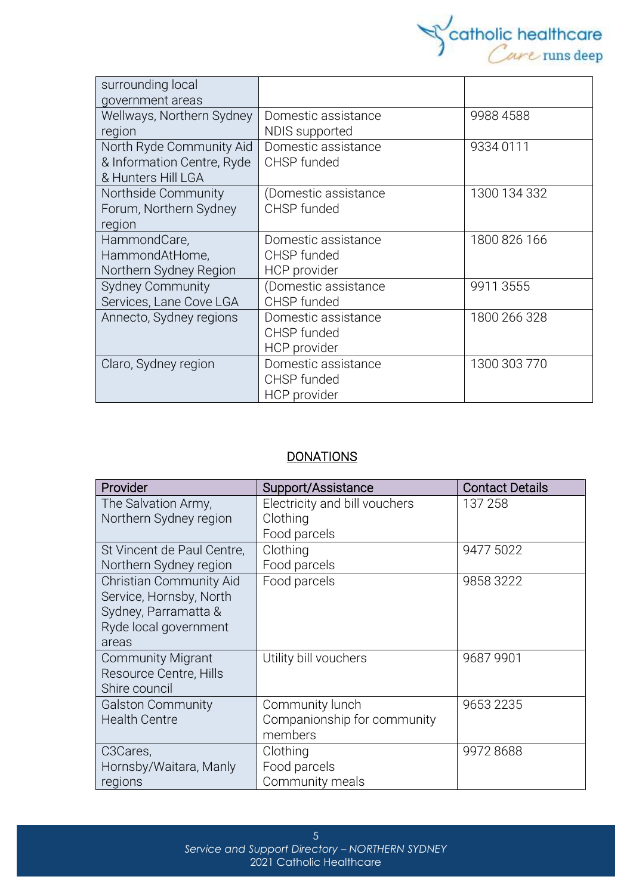| | | |
|---|---|---|
| surrounding local government areas | | |
| Wellways, Northern Sydney region | Domestic assistance<br>NDIS supported | 9988 4588 |
| North Ryde Community Aid & Information Centre, Ryde & Hunters Hill LGA | Domestic assistance<br>CHSP funded | 9334 0111 |
| Northside Community Forum, Northern Sydney region | (Domestic assistance<br>CHSP funded | 1300 134 332 |
| HammondCare, HammondAtHome, Northern Sydney Region | Domestic assistance<br>CHSP funded<br>HCP provider | 1800 826 166 |
| Sydney Community Services, Lane Cove LGA | (Domestic assistance<br>CHSP funded | 9911 3555 |
| Annecto, Sydney regions | Domestic assistance<br>CHSP funded<br>HCP provider | 1800 266 328 |
| Claro, Sydney region | Domestic assistance<br>CHSP funded<br>HCP provider | 1300 303 770 |

## DONATIONS

| Provider | Support/Assistance | Contact Details |
|---|---|---|
| The Salvation Army, Northern Sydney region | Electricity and bill vouchers<br>Clothing<br>Food parcels | 137 258 |
| St Vincent de Paul Centre, Northern Sydney region | Clothing<br>Food parcels | 9477 5022 |
| Christian Community Aid Service, Hornsby, North Sydney, Parramatta & Ryde local government areas | Food parcels | 9858 3222 |
| Community Migrant Resource Centre, Hills Shire council | Utility bill vouchers | 9687 9901 |
| Galston Community Health Centre | Community lunch<br>Companionship for community members | 9653 2235 |
| C3Cares, Hornsby/Waitara, Manly regions | Clothing<br>Food parcels<br>Community meals | 9972 8688 |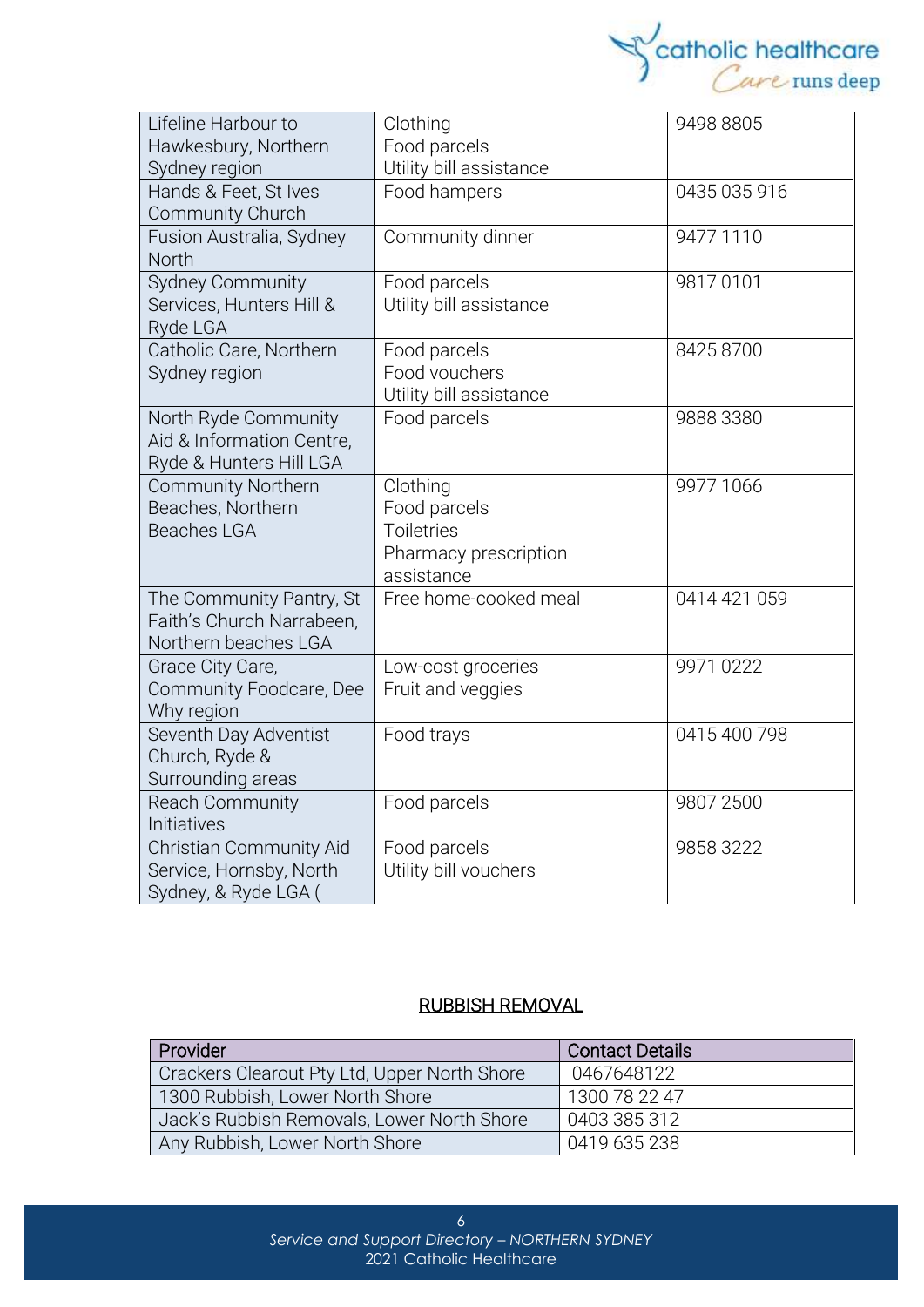| | | |
|---|---|---|
| Lifeline Harbour to Hawkesbury, Northern Sydney region | Clothing<br>Food parcels<br>Utility bill assistance | 9498 8805 |
| Hands & Feet, St Ives Community Church | Food hampers | 0435 035 916 |
| Fusion Australia, Sydney North | Community dinner | 9477 1110 |
| Sydney Community Services, Hunters Hill & Ryde LGA | Food parcels<br>Utility bill assistance | 9817 0101 |
| Catholic Care, Northern Sydney region | Food parcels<br>Food vouchers<br>Utility bill assistance | 8425 8700 |
| North Ryde Community Aid & Information Centre, Ryde & Hunters Hill LGA | Food parcels | 9888 3380 |
| Community Northern Beaches, Northern Beaches LGA | Clothing<br>Food parcels<br>Toiletries<br>Pharmacy prescription assistance | 9977 1066 |
| The Community Pantry, St Faith's Church Narrabeen, Northern beaches LGA | Free home-cooked meal | 0414 421 059 |
| Grace City Care, Community Foodcare, Dee Why region | Low-cost groceries<br>Fruit and veggies | 9971 0222 |
| Seventh Day Adventist Church, Ryde & Surrounding areas | Food trays | 0415 400 798 |
| Reach Community Initiatives | Food parcels | 9807 2500 |
| Christian Community Aid Service, Hornsby, North Sydney, & Ryde LGA ( | Food parcels<br>Utility bill vouchers | 9858 3222 |

## RUBBISH REMOVAL

| Provider | Contact Details |
|---|---|
| Crackers Clearout Pty Ltd, Upper North Shore | 0467648122 |
| 1300 Rubbish, Lower North Shore | 1300 78 22 47 |
| Jack's Rubbish Removals, Lower North Shore | 0403 385 312 |
| Any Rubbish, Lower North Shore | 0419 635 238 |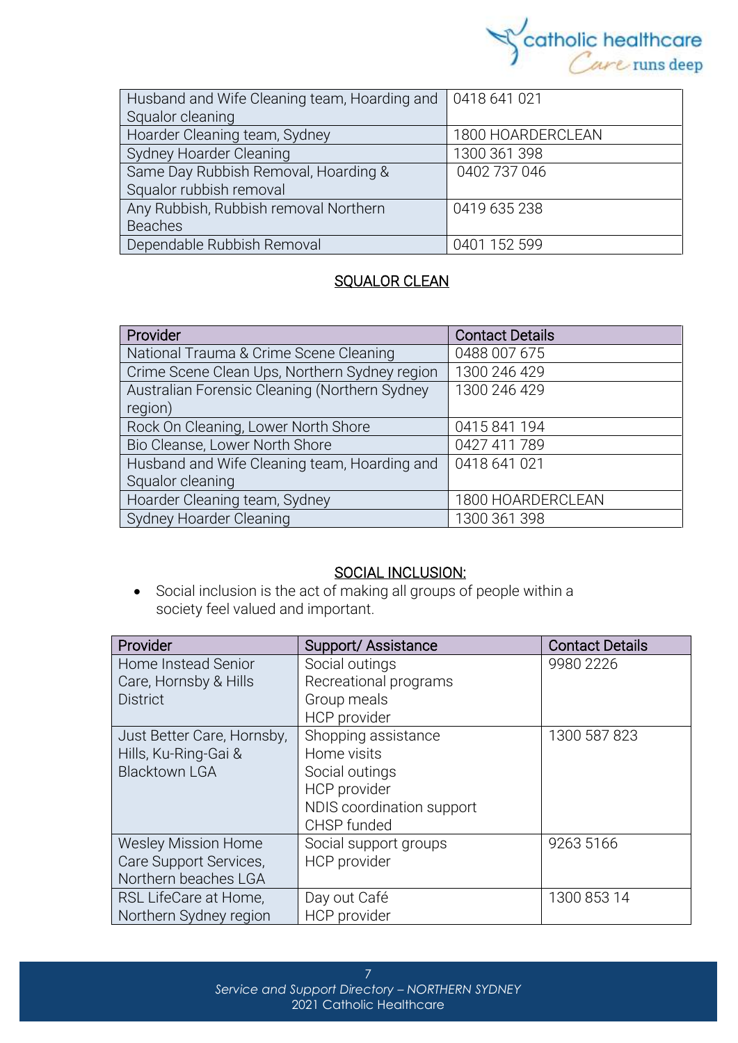| | |
|---|---|
| Husband and Wife Cleaning team, Hoarding and Squalor cleaning | 0418 641 021 |
| Hoarder Cleaning team, Sydney | 1800 HOARDERCLEAN |
| Sydney Hoarder Cleaning | 1300 361 398 |
| Same Day Rubbish Removal, Hoarding & Squalor rubbish removal | 0402 737 046 |
| Any Rubbish, Rubbish removal Northern Beaches | 0419 635 238 |
| Dependable Rubbish Removal | 0401 152 599 |

## SQUALOR CLEAN

| Provider | Contact Details |
|---|---|
| National Trauma & Crime Scene Cleaning | 0488 007 675 |
| Crime Scene Clean Ups, Northern Sydney region | 1300 246 429 |
| Australian Forensic Cleaning (Northern Sydney region) | 1300 246 429 |
| Rock On Cleaning, Lower North Shore | 0415 841 194 |
| Bio Cleanse, Lower North Shore | 0427 411 789 |
| Husband and Wife Cleaning team, Hoarding and Squalor cleaning | 0418 641 021 |
| Hoarder Cleaning team, Sydney | 1800 HOARDERCLEAN |
| Sydney Hoarder Cleaning | 1300 361 398 |

## SOCIAL INCLUSION:

- Social inclusion is the act of making all groups of people within a society feel valued and important.

| Provider | Support/ Assistance | Contact Details |
|---|---|---|
| Home Instead Senior Care, Hornsby & Hills District | Social outings<br>Recreational programs<br>Group meals<br>HCP provider | 9980 2226 |
| Just Better Care, Hornsby, Hills, Ku-Ring-Gai & Blacktown LGA | Shopping assistance<br>Home visits<br>Social outings<br>HCP provider<br>NDIS coordination support<br>CHSP funded | 1300 587 823 |
| Wesley Mission Home Care Support Services, Northern beaches LGA | Social support groups<br>HCP provider | 9263 5166 |
| RSL LifeCare at Home, Northern Sydney region | Day out Café<br>HCP provider | 1300 853 14 |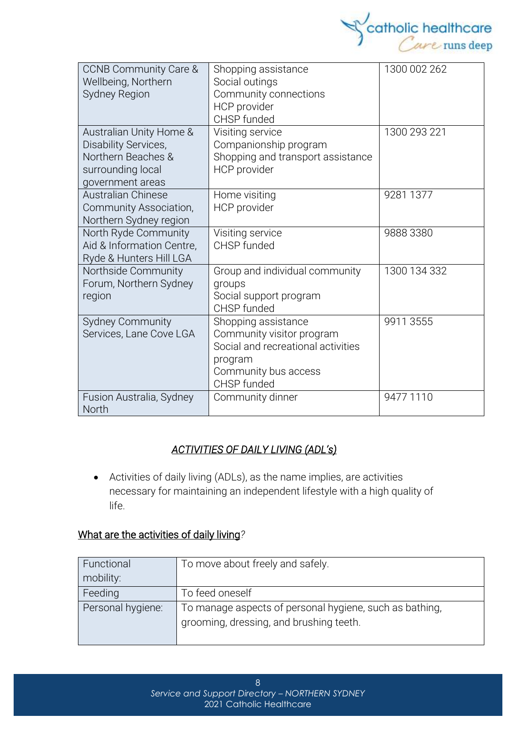| CCNB Community Care & Wellbeing, Northern Sydney Region | Shopping assistance<br>Social outings<br>Community connections<br>HCP provider<br>CHSP funded | 1300 002 262 |
|---|---|---|
| Australian Unity Home & Disability Services, Northern Beaches & surrounding local government areas | Visiting service<br>Companionship program<br>Shopping and transport assistance<br>HCP provider | 1300 293 221 |
| Australian Chinese Community Association, Northern Sydney region | Home visiting<br>HCP provider | 9281 1377 |
| North Ryde Community Aid & Information Centre, Ryde & Hunters Hill LGA | Visiting service<br>CHSP funded | 9888 3380 |
| Northside Community Forum, Northern Sydney region | Group and individual community groups<br>Social support program<br>CHSP funded | 1300 134 332 |
| Sydney Community Services, Lane Cove LGA | Shopping assistance<br>Community visitor program<br>Social and recreational activities program<br>Community bus access<br>CHSP funded | 9911 3555 |
| Fusion Australia, Sydney North | Community dinner | 9477 1110 |

## *ACTIVITIES OF DAILY LIVING (ADL's)*

- Activities of daily living (ADLs), as the name implies, are activities necessary for maintaining an independent lifestyle with a high quality of life.

### What are the activities of daily living?

| Functional mobility: | To move about freely and safely. |
|---|---|
| Feeding | To feed oneself |
| Personal hygiene: | To manage aspects of personal hygiene, such as bathing, grooming, dressing, and brushing teeth. |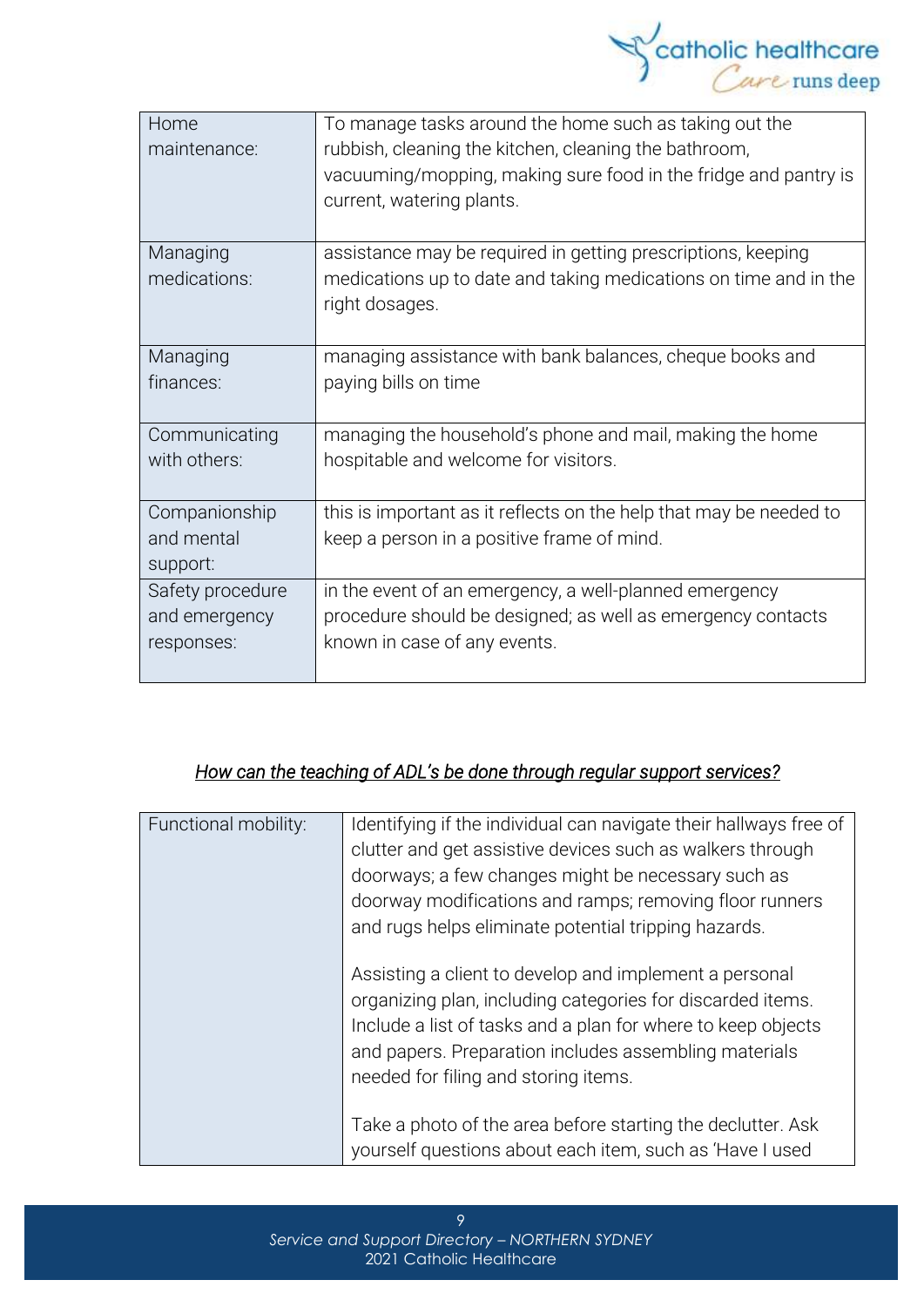| | |
|---|---|
| Home maintenance: | To manage tasks around the home such as taking out the rubbish, cleaning the kitchen, cleaning the bathroom, vacuuming/mopping, making sure food in the fridge and pantry is current, watering plants. |
| Managing medications: | assistance may be required in getting prescriptions, keeping medications up to date and taking medications on time and in the right dosages. |
| Managing finances: | managing assistance with bank balances, cheque books and paying bills on time |
| Communicating with others: | managing the household's phone and mail, making the home hospitable and welcome for visitors. |
| Companionship and mental support: | this is important as it reflects on the help that may be needed to keep a person in a positive frame of mind. |
| Safety procedure and emergency responses: | in the event of an emergency, a well-planned emergency procedure should be designed; as well as emergency contacts known in case of any events. |

*How can the teaching of ADL's be done through regular support services?*

| | |
|---|---|
| Functional mobility: | Identifying if the individual can navigate their hallways free of clutter and get assistive devices such as walkers through doorways; a few changes might be necessary such as doorway modifications and ramps; removing floor runners and rugs helps eliminate potential tripping hazards.<br><br>Assisting a client to develop and implement a personal organizing plan, including categories for discarded items. Include a list of tasks and a plan for where to keep objects and papers. Preparation includes assembling materials needed for filing and storing items.<br><br>Take a photo of the area before starting the declutter. Ask yourself questions about each item, such as 'Have I used |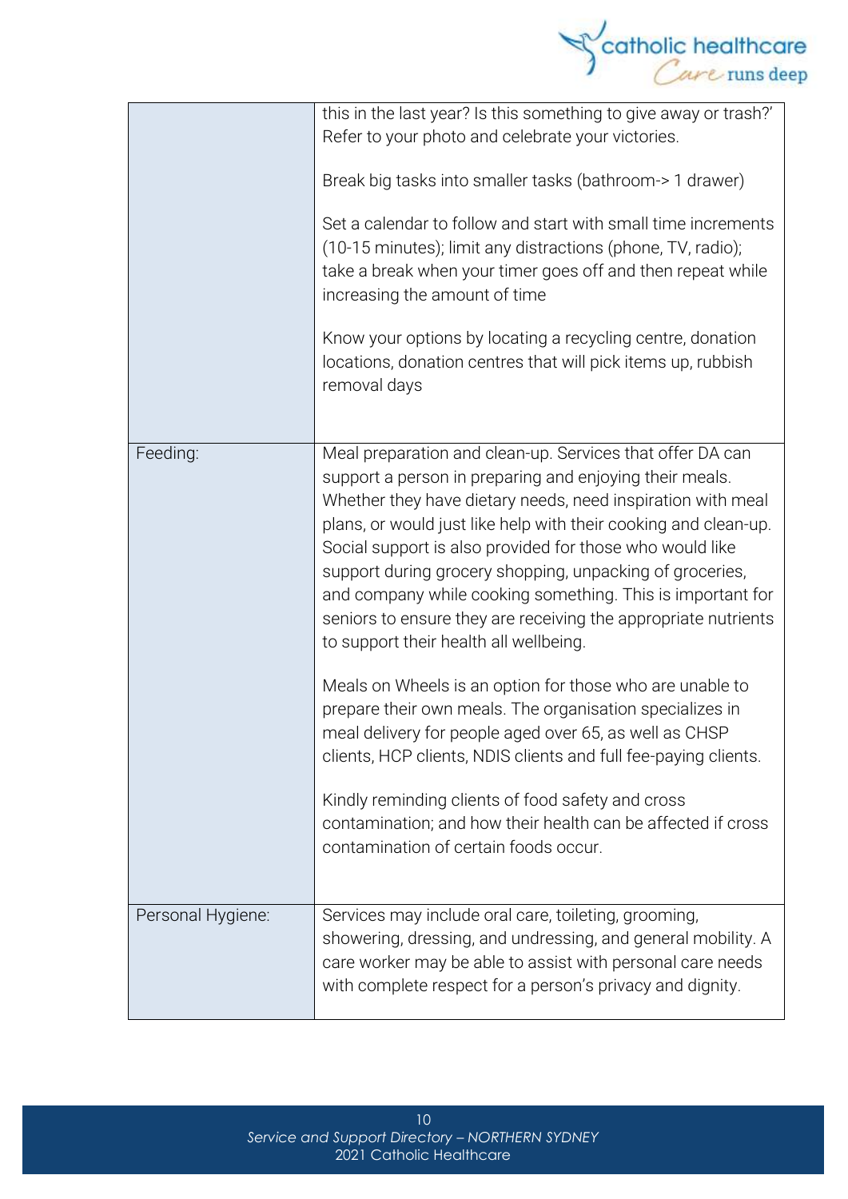| | |
|---|---|
| | this in the last year? Is this something to give away or trash?' Refer to your photo and celebrate your victories.<br><br>Break big tasks into smaller tasks (bathroom-> 1 drawer)<br><br>Set a calendar to follow and start with small time increments (10-15 minutes); limit any distractions (phone, TV, radio); take a break when your timer goes off and then repeat while increasing the amount of time<br><br>Know your options by locating a recycling centre, donation locations, donation centres that will pick items up, rubbish removal days |
| Feeding: | Meal preparation and clean-up. Services that offer DA can support a person in preparing and enjoying their meals. Whether they have dietary needs, need inspiration with meal plans, or would just like help with their cooking and clean-up. Social support is also provided for those who would like support during grocery shopping, unpacking of groceries, and company while cooking something. This is important for seniors to ensure they are receiving the appropriate nutrients to support their health all wellbeing.<br><br>Meals on Wheels is an option for those who are unable to prepare their own meals. The organisation specializes in meal delivery for people aged over 65, as well as CHSP clients, HCP clients, NDIS clients and full fee-paying clients.<br><br>Kindly reminding clients of food safety and cross contamination; and how their health can be affected if cross contamination of certain foods occur. |
| Personal Hygiene: | Services may include oral care, toileting, grooming, showering, dressing, and undressing, and general mobility. A care worker may be able to assist with personal care needs with complete respect for a person's privacy and dignity. |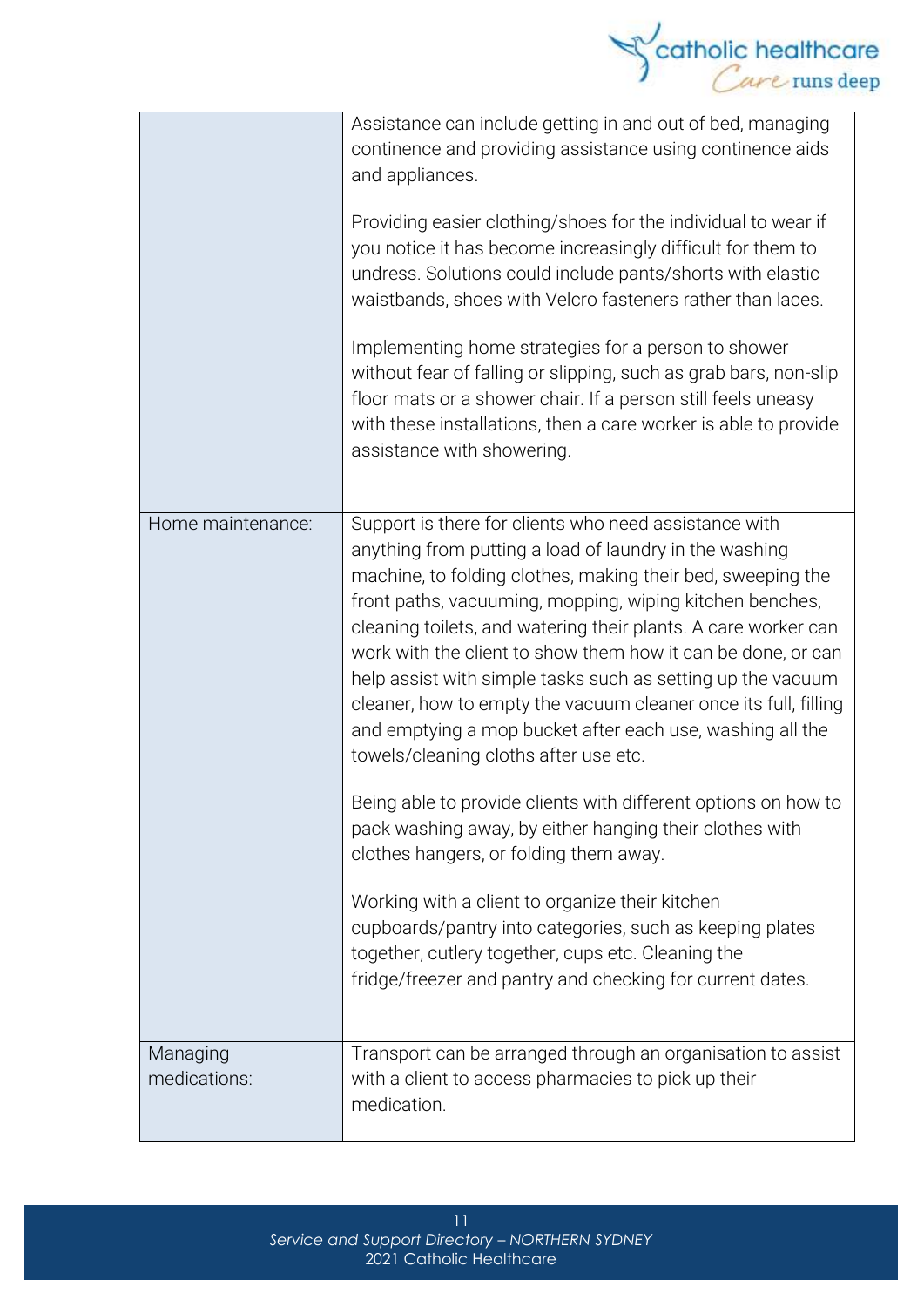| | |
|---|---|
| | Assistance can include getting in and out of bed, managing continence and providing assistance using continence aids and appliances.<br><br>Providing easier clothing/shoes for the individual to wear if you notice it has become increasingly difficult for them to undress. Solutions could include pants/shorts with elastic waistbands, shoes with Velcro fasteners rather than laces.<br><br>Implementing home strategies for a person to shower without fear of falling or slipping, such as grab bars, non-slip floor mats or a shower chair. If a person still feels uneasy with these installations, then a care worker is able to provide assistance with showering. |
| Home maintenance: | Support is there for clients who need assistance with anything from putting a load of laundry in the washing machine, to folding clothes, making their bed, sweeping the front paths, vacuuming, mopping, wiping kitchen benches, cleaning toilets, and watering their plants. A care worker can work with the client to show them how it can be done, or can help assist with simple tasks such as setting up the vacuum cleaner, how to empty the vacuum cleaner once its full, filling and emptying a mop bucket after each use, washing all the towels/cleaning cloths after use etc.<br><br>Being able to provide clients with different options on how to pack washing away, by either hanging their clothes with clothes hangers, or folding them away.<br><br>Working with a client to organize their kitchen cupboards/pantry into categories, such as keeping plates together, cutlery together, cups etc. Cleaning the fridge/freezer and pantry and checking for current dates. |
| Managing medications: | Transport can be arranged through an organisation to assist with a client to access pharmacies to pick up their medication. |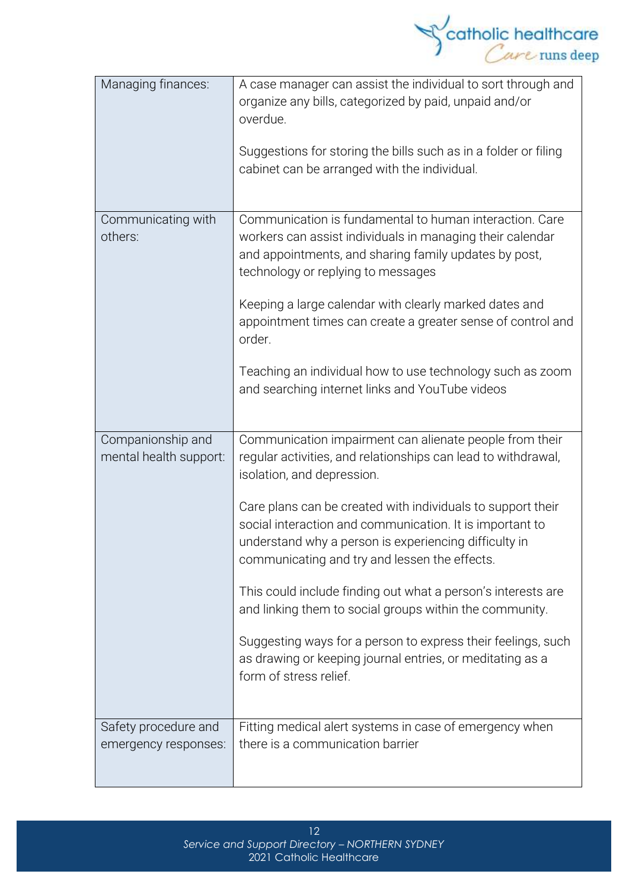| Managing finances: | A case manager can assist the individual to sort through and organize any bills, categorized by paid, unpaid and/or overdue.<br><br>Suggestions for storing the bills such as in a folder or filing cabinet can be arranged with the individual. |
|---|---|
| Communicating with others: | Communication is fundamental to human interaction. Care workers can assist individuals in managing their calendar and appointments, and sharing family updates by post, technology or replying to messages<br><br>Keeping a large calendar with clearly marked dates and appointment times can create a greater sense of control and order.<br><br>Teaching an individual how to use technology such as zoom and searching internet links and YouTube videos |
| Companionship and mental health support: | Communication impairment can alienate people from their regular activities, and relationships can lead to withdrawal, isolation, and depression.<br><br>Care plans can be created with individuals to support their social interaction and communication. It is important to understand why a person is experiencing difficulty in communicating and try and lessen the effects.<br><br>This could include finding out what a person's interests are and linking them to social groups within the community.<br><br>Suggesting ways for a person to express their feelings, such as drawing or keeping journal entries, or meditating as a form of stress relief. |
| Safety procedure and emergency responses: | Fitting medical alert systems in case of emergency when there is a communication barrier |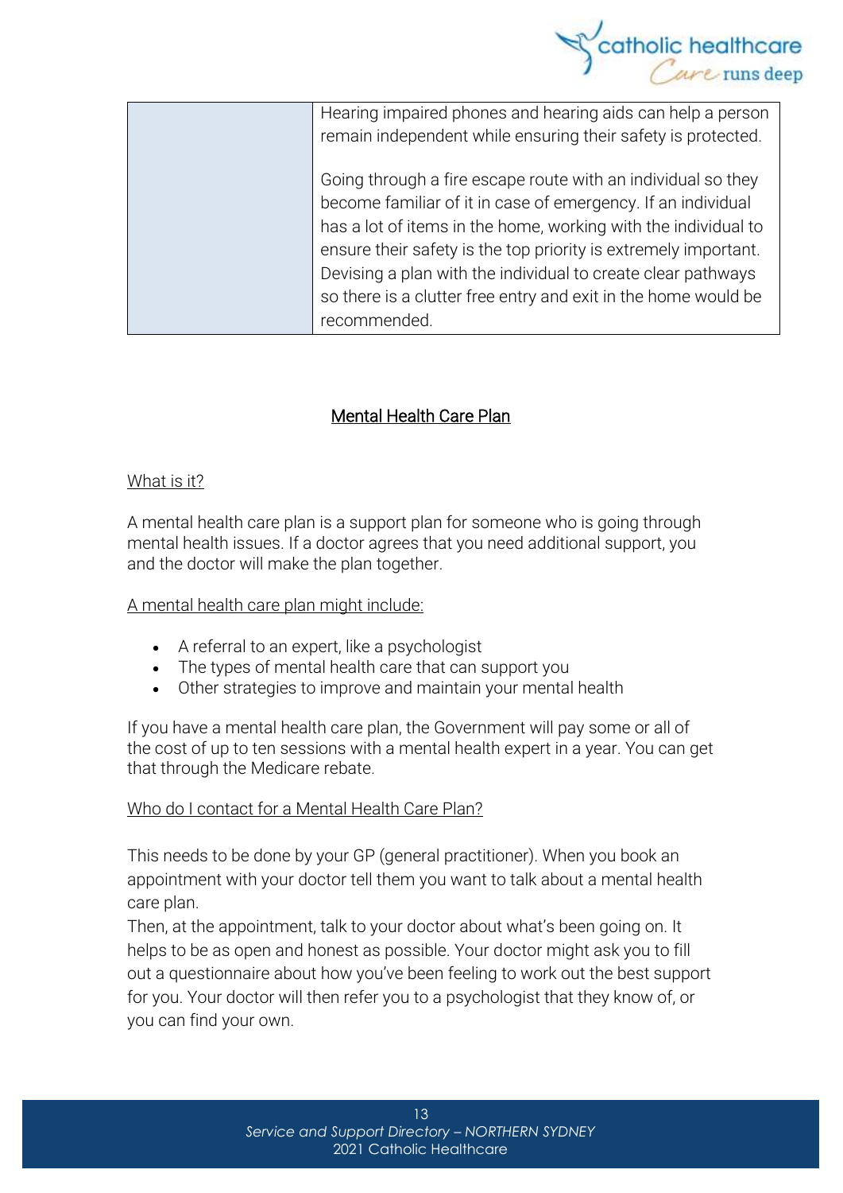| | |
|---|---|
| | Hearing impaired phones and hearing aids can help a person remain independent while ensuring their safety is protected.<br><br>Going through a fire escape route with an individual so they become familiar of it in case of emergency. If an individual has a lot of items in the home, working with the individual to ensure their safety is the top priority is extremely important. Devising a plan with the individual to create clear pathways so there is a clutter free entry and exit in the home would be recommended. |

## Mental Health Care Plan

### What is it?

A mental health care plan is a support plan for someone who is going through mental health issues. If a doctor agrees that you need additional support, you and the doctor will make the plan together.

### A mental health care plan might include:

- A referral to an expert, like a psychologist
- The types of mental health care that can support you
- Other strategies to improve and maintain your mental health

If you have a mental health care plan, the Government will pay some or all of the cost of up to ten sessions with a mental health expert in a year. You can get that through the Medicare rebate.

### Who do I contact for a Mental Health Care Plan?

This needs to be done by your GP (general practitioner). When you book an appointment with your doctor tell them you want to talk about a mental health care plan.

Then, at the appointment, talk to your doctor about what's been going on. It helps to be as open and honest as possible. Your doctor might ask you to fill out a questionnaire about how you've been feeling to work out the best support for you. Your doctor will then refer you to a psychologist that they know of, or you can find your own.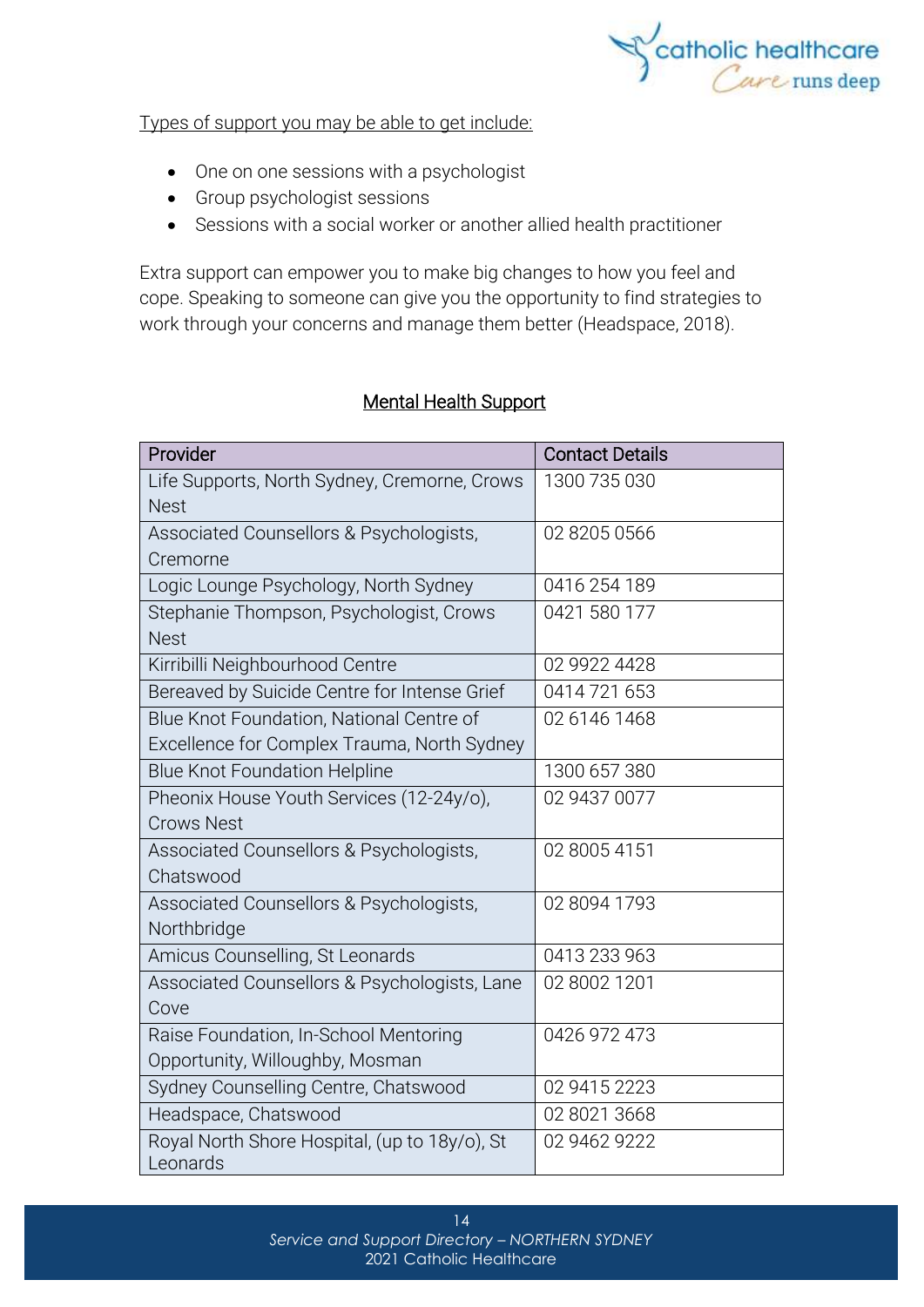Types of support you may be able to get include:

- One on one sessions with a psychologist
- Group psychologist sessions
- Sessions with a social worker or another allied health practitioner

Extra support can empower you to make big changes to how you feel and cope. Speaking to someone can give you the opportunity to find strategies to work through your concerns and manage them better (Headspace, 2018).

## Mental Health Support

| Provider | Contact Details |
|---|---|
| Life Supports, North Sydney, Cremorne, Crows Nest | 1300 735 030 |
| Associated Counsellors & Psychologists, Cremorne | 02 8205 0566 |
| Logic Lounge Psychology, North Sydney | 0416 254 189 |
| Stephanie Thompson, Psychologist, Crows Nest | 0421 580 177 |
| Kirribilli Neighbourhood Centre | 02 9922 4428 |
| Bereaved by Suicide Centre for Intense Grief | 0414 721 653 |
| Blue Knot Foundation, National Centre of Excellence for Complex Trauma, North Sydney | 02 6146 1468 |
| Blue Knot Foundation Helpline | 1300 657 380 |
| Pheonix House Youth Services (12-24y/o), Crows Nest | 02 9437 0077 |
| Associated Counsellors & Psychologists, Chatswood | 02 8005 4151 |
| Associated Counsellors & Psychologists, Northbridge | 02 8094 1793 |
| Amicus Counselling, St Leonards | 0413 233 963 |
| Associated Counsellors & Psychologists, Lane Cove | 02 8002 1201 |
| Raise Foundation, In-School Mentoring Opportunity, Willoughby, Mosman | 0426 972 473 |
| Sydney Counselling Centre, Chatswood | 02 9415 2223 |
| Headspace, Chatswood | 02 8021 3668 |
| Royal North Shore Hospital, (up to 18y/o), St Leonards | 02 9462 9222 |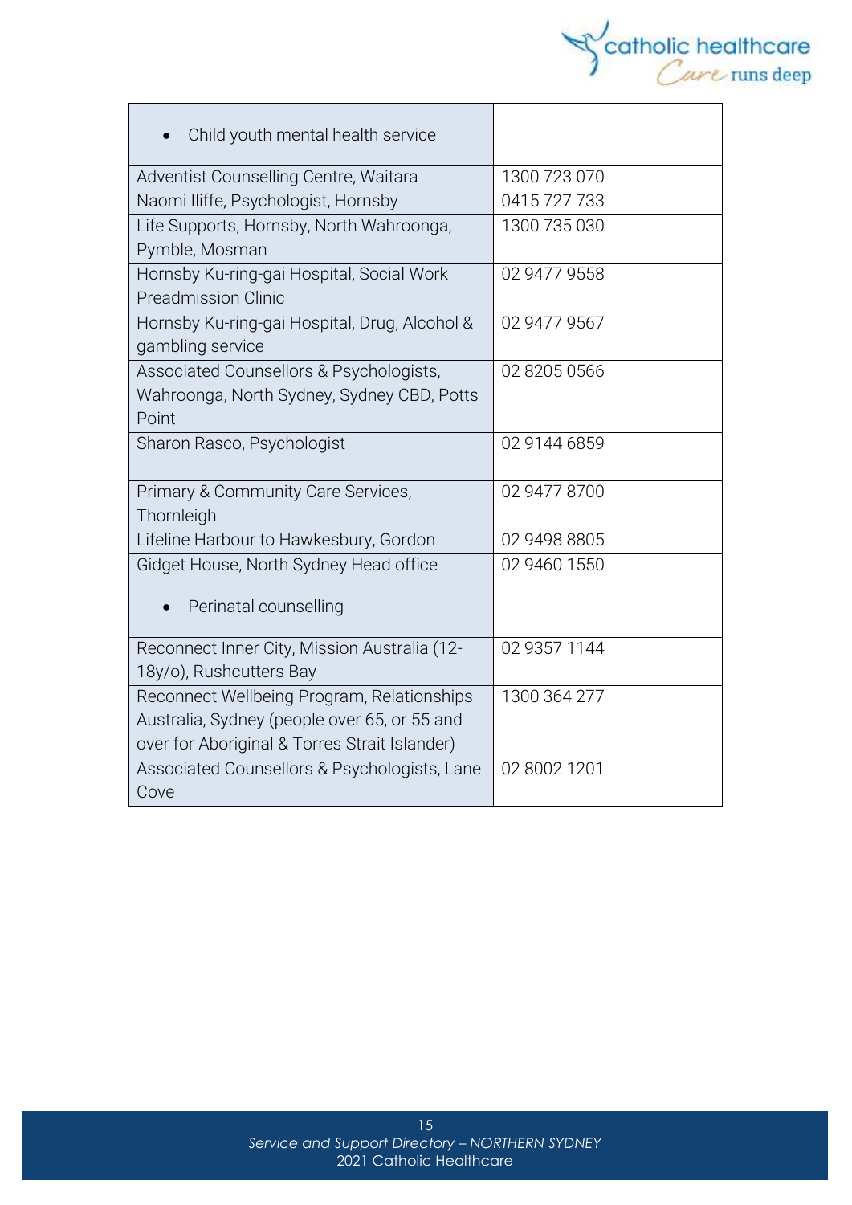| | |
|---|---|
| • Child youth mental health service | |
| Adventist Counselling Centre, Waitara | 1300 723 070 |
| Naomi Iliffe, Psychologist, Hornsby | 0415 727 733 |
| Life Supports, Hornsby, North Wahroonga, Pymble, Mosman | 1300 735 030 |
| Hornsby Ku-ring-gai Hospital, Social Work Preadmission Clinic | 02 9477 9558 |
| Hornsby Ku-ring-gai Hospital, Drug, Alcohol & gambling service | 02 9477 9567 |
| Associated Counsellors & Psychologists, Wahroonga, North Sydney, Sydney CBD, Potts Point | 02 8205 0566 |
| Sharon Rasco, Psychologist | 02 9144 6859 |
| Primary & Community Care Services, Thornleigh | 02 9477 8700 |
| Lifeline Harbour to Hawkesbury, Gordon | 02 9498 8805 |
| Gidget House, North Sydney Head office<br>• Perinatal counselling | 02 9460 1550 |
| Reconnect Inner City, Mission Australia (12-18y/o), Rushcutters Bay | 02 9357 1144 |
| Reconnect Wellbeing Program, Relationships Australia, Sydney (people over 65, or 55 and over for Aboriginal & Torres Strait Islander) | 1300 364 277 |
| Associated Counsellors & Psychologists, Lane Cove | 02 8002 1201 |